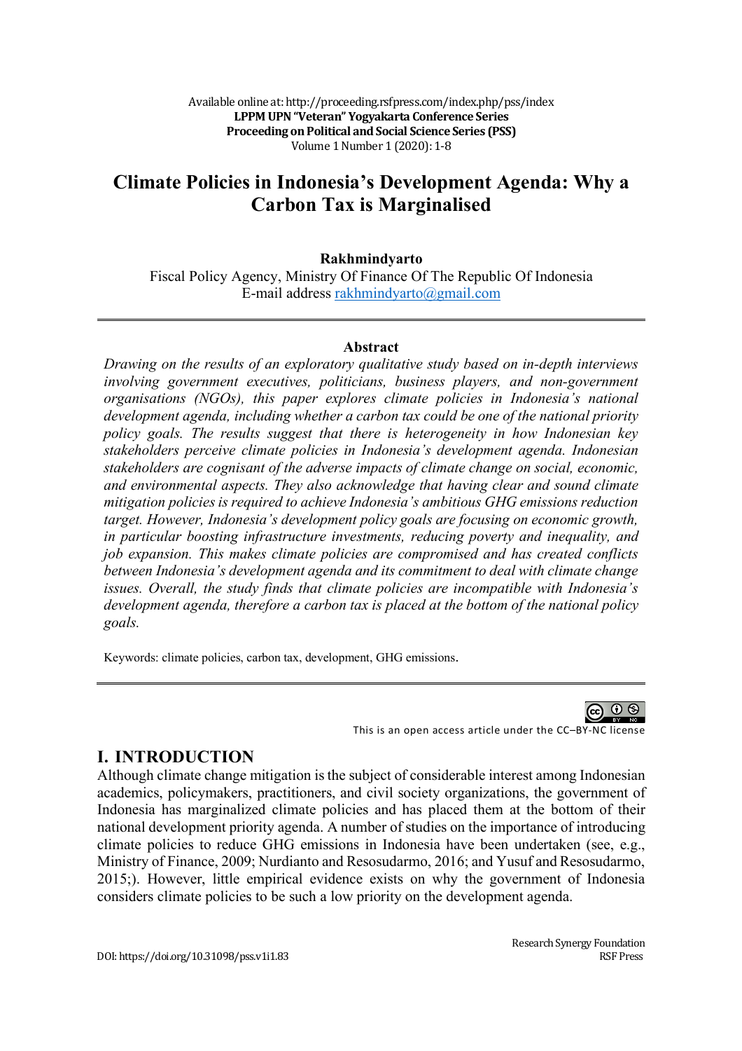# Climate Policies in Indonesia's Development Agenda: Why a Carbon Tax is Marginalised

**Rakhmindyarto**

Fiscal Policy Agency, Ministry Of Finance Of The Republic Of Indonesia

E-mail address rakhmindyarto@gmail.com

---

### Abstract

*Drawing on the results of an exploratory qualitative study based on in-depth interviews involving government executives, politicians, business players, and non-government organisations (NGOs), this paper explores climate policies in Indonesia's national development agenda, including whether a carbon tax could be one of the national priority policy goals. The results suggest that there is heterogeneity in how Indonesian key stakeholders perceive climate policies in Indonesia's development agenda. Indonesian stakeholders are cognisant of the adverse impacts of climate change on social, economic, and environmental aspects. They also acknowledge that having clear and sound climate mitigation policies is required to achieve Indonesia's ambitious GHG emissions reduction target. However, Indonesia's development policy goals are focusing on economic growth, in particular boosting infrastructure investments, reducing poverty and inequality, and job expansion. This makes climate policies are compromised and has created conflicts between Indonesia's development agenda and its commitment to deal with climate change issues. Overall, the study finds that climate policies are incompatible with Indonesia's development agenda, therefore a carbon tax is placed at the bottom of the national policy goals.*

Keywords: climate policies, carbon tax, development, GHG emissions.

---

This is an open access article under the CC–BY-NC license

## I. INTRODUCTION

Although climate change mitigation is the subject of considerable interest among Indonesian academics, policymakers, practitioners, and civil society organizations, the government of Indonesia has marginalized climate policies and has placed them at the bottom of their national development priority agenda. A number of studies on the importance of introducing climate policies to reduce GHG emissions in Indonesia have been undertaken (see, e.g., Ministry of Finance, 2009; Nurdianto and Resosudarmo, 2016; and Yusuf and Resosudarmo, 2015;). However, little empirical evidence exists on why the government of Indonesia considers climate policies to be such a low priority on the development agenda.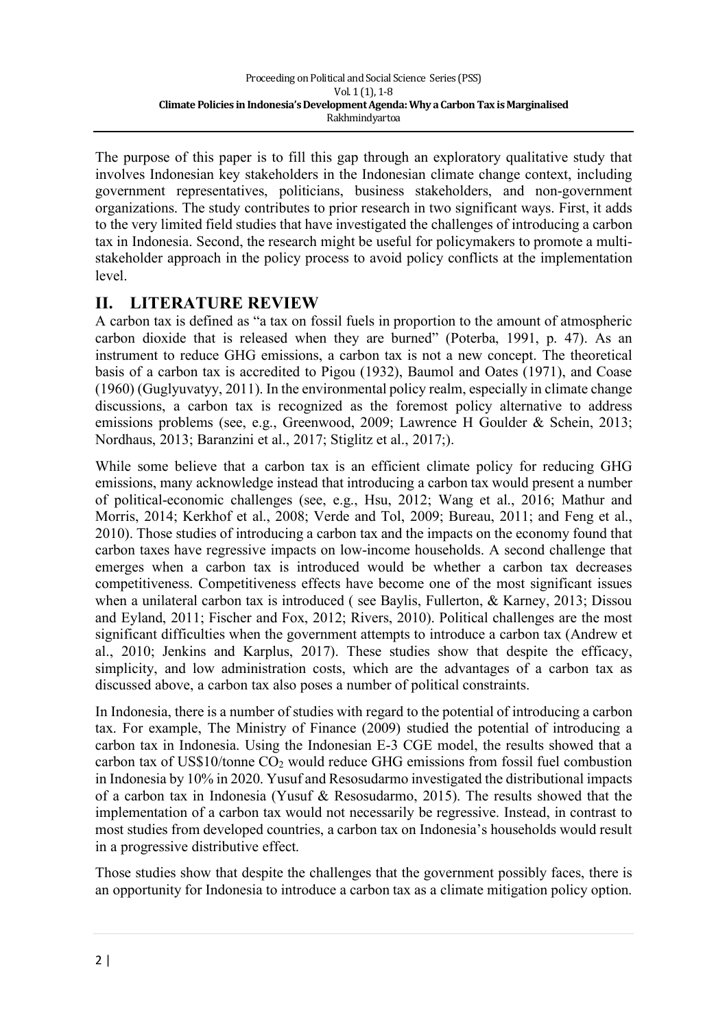The purpose of this paper is to fill this gap through an exploratory qualitative study that involves Indonesian key stakeholders in the Indonesian climate change context, including government representatives, politicians, business stakeholders, and non-government organizations. The study contributes to prior research in two significant ways. First, it adds to the very limited field studies that have investigated the challenges of introducing a carbon tax in Indonesia. Second, the research might be useful for policymakers to promote a multi-stakeholder approach in the policy process to avoid policy conflicts at the implementation level.

## II. LITERATURE REVIEW

A carbon tax is defined as "a tax on fossil fuels in proportion to the amount of atmospheric carbon dioxide that is released when they are burned" (Poterba, 1991, p. 47). As an instrument to reduce GHG emissions, a carbon tax is not a new concept. The theoretical basis of a carbon tax is accredited to Pigou (1932), Baumol and Oates (1971), and Coase (1960) (Guglyuvatyy, 2011). In the environmental policy realm, especially in climate change discussions, a carbon tax is recognized as the foremost policy alternative to address emissions problems (see, e.g., Greenwood, 2009; Lawrence H Goulder & Schein, 2013; Nordhaus, 2013; Baranzini et al., 2017; Stiglitz et al., 2017;).

While some believe that a carbon tax is an efficient climate policy for reducing GHG emissions, many acknowledge instead that introducing a carbon tax would present a number of political-economic challenges (see, e.g., Hsu, 2012; Wang et al., 2016; Mathur and Morris, 2014; Kerkhof et al., 2008; Verde and Tol, 2009; Bureau, 2011; and Feng et al., 2010). Those studies of introducing a carbon tax and the impacts on the economy found that carbon taxes have regressive impacts on low-income households. A second challenge that emerges when a carbon tax is introduced would be whether a carbon tax decreases competitiveness. Competitiveness effects have become one of the most significant issues when a unilateral carbon tax is introduced ( see Baylis, Fullerton, & Karney, 2013; Dissou and Eyland, 2011; Fischer and Fox, 2012; Rivers, 2010). Political challenges are the most significant difficulties when the government attempts to introduce a carbon tax (Andrew et al., 2010; Jenkins and Karplus, 2017). These studies show that despite the efficacy, simplicity, and low administration costs, which are the advantages of a carbon tax as discussed above, a carbon tax also poses a number of political constraints.

In Indonesia, there is a number of studies with regard to the potential of introducing a carbon tax. For example, The Ministry of Finance (2009) studied the potential of introducing a carbon tax in Indonesia. Using the Indonesian E-3 CGE model, the results showed that a carbon tax of US$10/tonne $CO_2$ would reduce GHG emissions from fossil fuel combustion in Indonesia by 10% in 2020. Yusuf and Resosudarmo investigated the distributional impacts of a carbon tax in Indonesia (Yusuf & Resosudarmo, 2015). The results showed that the implementation of a carbon tax would not necessarily be regressive. Instead, in contrast to most studies from developed countries, a carbon tax on Indonesia's households would result in a progressive distributive effect.

Those studies show that despite the challenges that the government possibly faces, there is an opportunity for Indonesia to introduce a carbon tax as a climate mitigation policy option.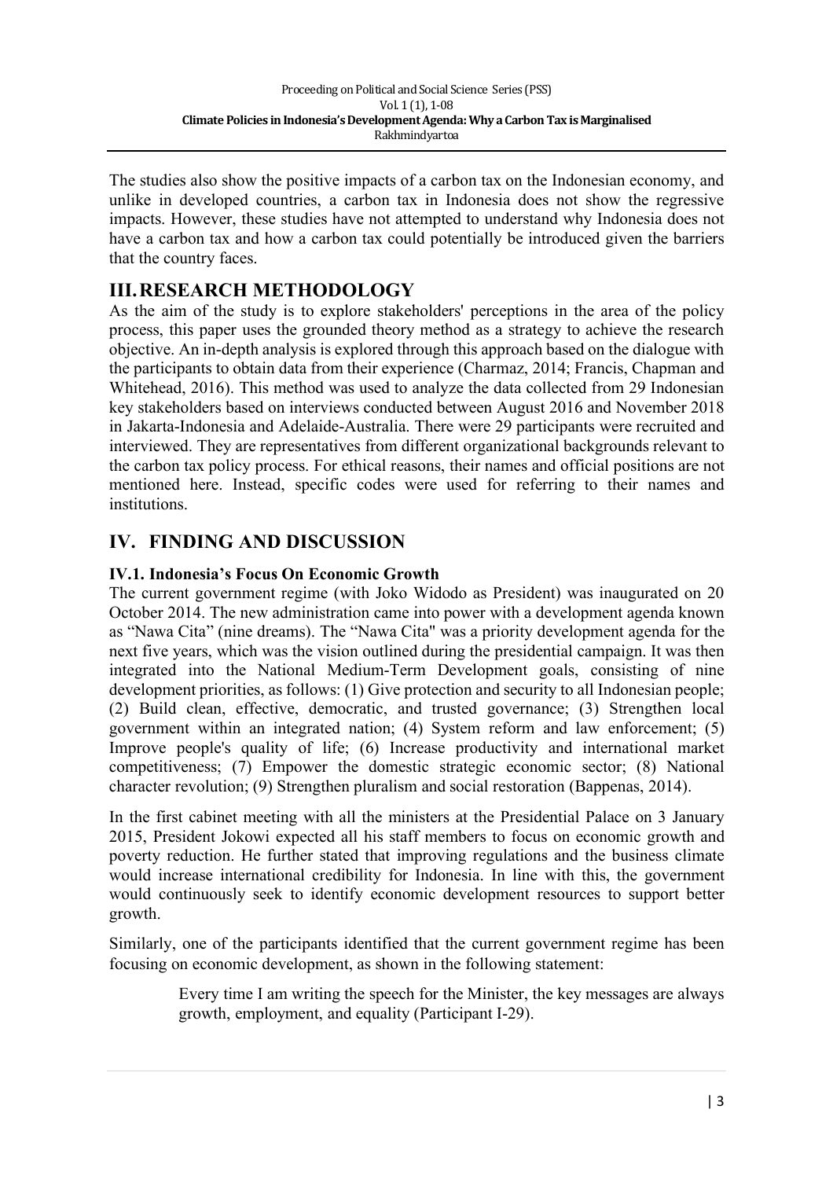The studies also show the positive impacts of a carbon tax on the Indonesian economy, and unlike in developed countries, a carbon tax in Indonesia does not show the regressive impacts. However, these studies have not attempted to understand why Indonesia does not have a carbon tax and how a carbon tax could potentially be introduced given the barriers that the country faces.

## III. RESEARCH METHODOLOGY

As the aim of the study is to explore stakeholders' perceptions in the area of the policy process, this paper uses the grounded theory method as a strategy to achieve the research objective. An in-depth analysis is explored through this approach based on the dialogue with the participants to obtain data from their experience (Charmaz, 2014; Francis, Chapman and Whitehead, 2016). This method was used to analyze the data collected from 29 Indonesian key stakeholders based on interviews conducted between August 2016 and November 2018 in Jakarta-Indonesia and Adelaide-Australia. There were 29 participants were recruited and interviewed. They are representatives from different organizational backgrounds relevant to the carbon tax policy process. For ethical reasons, their names and official positions are not mentioned here. Instead, specific codes were used for referring to their names and institutions.

## IV. FINDING AND DISCUSSION

### IV.1. Indonesia's Focus On Economic Growth

The current government regime (with Joko Widodo as President) was inaugurated on 20 October 2014. The new administration came into power with a development agenda known as "Nawa Cita" (nine dreams). The "Nawa Cita" was a priority development agenda for the next five years, which was the vision outlined during the presidential campaign. It was then integrated into the National Medium-Term Development goals, consisting of nine development priorities, as follows: (1) Give protection and security to all Indonesian people; (2) Build clean, effective, democratic, and trusted governance; (3) Strengthen local government within an integrated nation; (4) System reform and law enforcement; (5) Improve people's quality of life; (6) Increase productivity and international market competitiveness; (7) Empower the domestic strategic economic sector; (8) National character revolution; (9) Strengthen pluralism and social restoration (Bappenas, 2014).

In the first cabinet meeting with all the ministers at the Presidential Palace on 3 January 2015, President Jokowi expected all his staff members to focus on economic growth and poverty reduction. He further stated that improving regulations and the business climate would increase international credibility for Indonesia. In line with this, the government would continuously seek to identify economic development resources to support better growth.

Similarly, one of the participants identified that the current government regime has been focusing on economic development, as shown in the following statement:

> Every time I am writing the speech for the Minister, the key messages are always growth, employment, and equality (Participant I-29).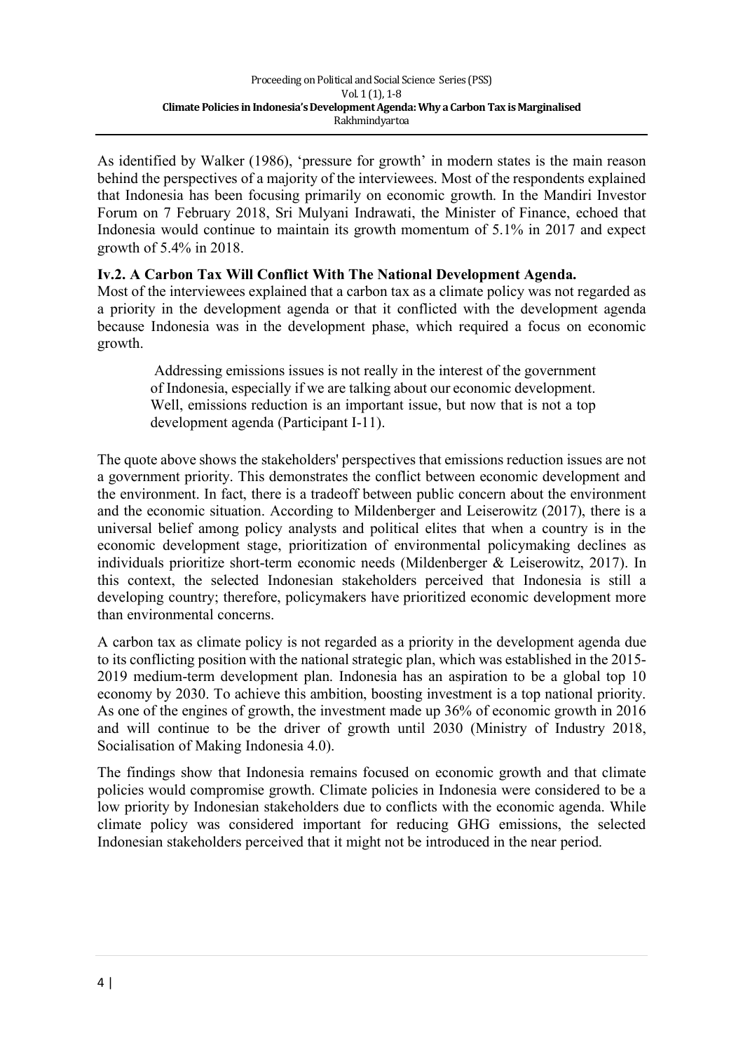As identified by Walker (1986), 'pressure for growth' in modern states is the main reason behind the perspectives of a majority of the interviewees. Most of the respondents explained that Indonesia has been focusing primarily on economic growth. In the Mandiri Investor Forum on 7 February 2018, Sri Mulyani Indrawati, the Minister of Finance, echoed that Indonesia would continue to maintain its growth momentum of 5.1% in 2017 and expect growth of 5.4% in 2018.

### Iv.2. A Carbon Tax Will Conflict With The National Development Agenda.

Most of the interviewees explained that a carbon tax as a climate policy was not regarded as a priority in the development agenda or that it conflicted with the development agenda because Indonesia was in the development phase, which required a focus on economic growth.

> Addressing emissions issues is not really in the interest of the government of Indonesia, especially if we are talking about our economic development. Well, emissions reduction is an important issue, but now that is not a top development agenda (Participant I-11).

The quote above shows the stakeholders' perspectives that emissions reduction issues are not a government priority. This demonstrates the conflict between economic development and the environment. In fact, there is a tradeoff between public concern about the environment and the economic situation. According to Mildenberger and Leiserowitz (2017), there is a universal belief among policy analysts and political elites that when a country is in the economic development stage, prioritization of environmental policymaking declines as individuals prioritize short-term economic needs (Mildenberger & Leiserowitz, 2017). In this context, the selected Indonesian stakeholders perceived that Indonesia is still a developing country; therefore, policymakers have prioritized economic development more than environmental concerns.

A carbon tax as climate policy is not regarded as a priority in the development agenda due to its conflicting position with the national strategic plan, which was established in the 2015-2019 medium-term development plan. Indonesia has an aspiration to be a global top 10 economy by 2030. To achieve this ambition, boosting investment is a top national priority. As one of the engines of growth, the investment made up 36% of economic growth in 2016 and will continue to be the driver of growth until 2030 (Ministry of Industry 2018, Socialisation of Making Indonesia 4.0).

The findings show that Indonesia remains focused on economic growth and that climate policies would compromise growth. Climate policies in Indonesia were considered to be a low priority by Indonesian stakeholders due to conflicts with the economic agenda. While climate policy was considered important for reducing GHG emissions, the selected Indonesian stakeholders perceived that it might not be introduced in the near period.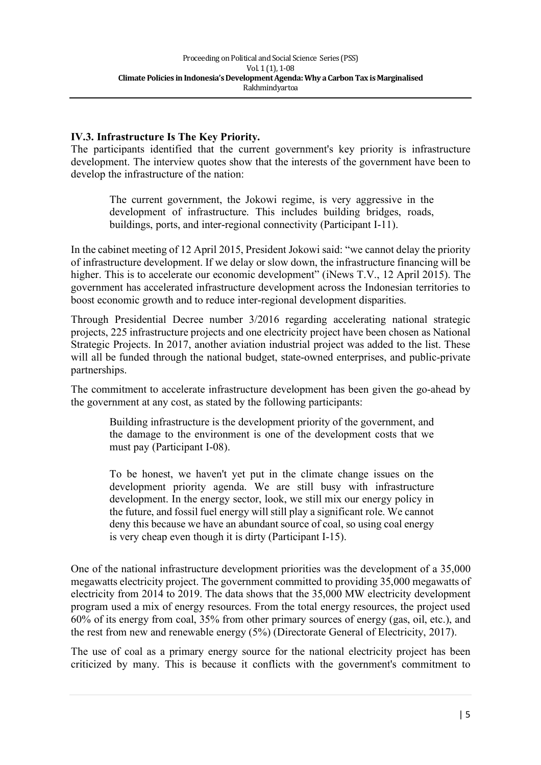### IV.3. Infrastructure Is The Key Priority.

The participants identified that the current government's key priority is infrastructure development. The interview quotes show that the interests of the government have been to develop the infrastructure of the nation:

> The current government, the Jokowi regime, is very aggressive in the development of infrastructure. This includes building bridges, roads, buildings, ports, and inter-regional connectivity (Participant I-11).

In the cabinet meeting of 12 April 2015, President Jokowi said: "we cannot delay the priority of infrastructure development. If we delay or slow down, the infrastructure financing will be higher. This is to accelerate our economic development" (iNews T.V., 12 April 2015). The government has accelerated infrastructure development across the Indonesian territories to boost economic growth and to reduce inter-regional development disparities.

Through Presidential Decree number 3/2016 regarding accelerating national strategic projects, 225 infrastructure projects and one electricity project have been chosen as National Strategic Projects. In 2017, another aviation industrial project was added to the list. These will all be funded through the national budget, state-owned enterprises, and public-private partnerships.

The commitment to accelerate infrastructure development has been given the go-ahead by the government at any cost, as stated by the following participants:

> Building infrastructure is the development priority of the government, and the damage to the environment is one of the development costs that we must pay (Participant I-08).

> To be honest, we haven't yet put in the climate change issues on the development priority agenda. We are still busy with infrastructure development. In the energy sector, look, we still mix our energy policy in the future, and fossil fuel energy will still play a significant role. We cannot deny this because we have an abundant source of coal, so using coal energy is very cheap even though it is dirty (Participant I-15).

One of the national infrastructure development priorities was the development of a 35,000 megawatts electricity project. The government committed to providing 35,000 megawatts of electricity from 2014 to 2019. The data shows that the 35,000 MW electricity development program used a mix of energy resources. From the total energy resources, the project used 60% of its energy from coal, 35% from other primary sources of energy (gas, oil, etc.), and the rest from new and renewable energy (5%) (Directorate General of Electricity, 2017).

The use of coal as a primary energy source for the national electricity project has been criticized by many. This is because it conflicts with the government's commitment to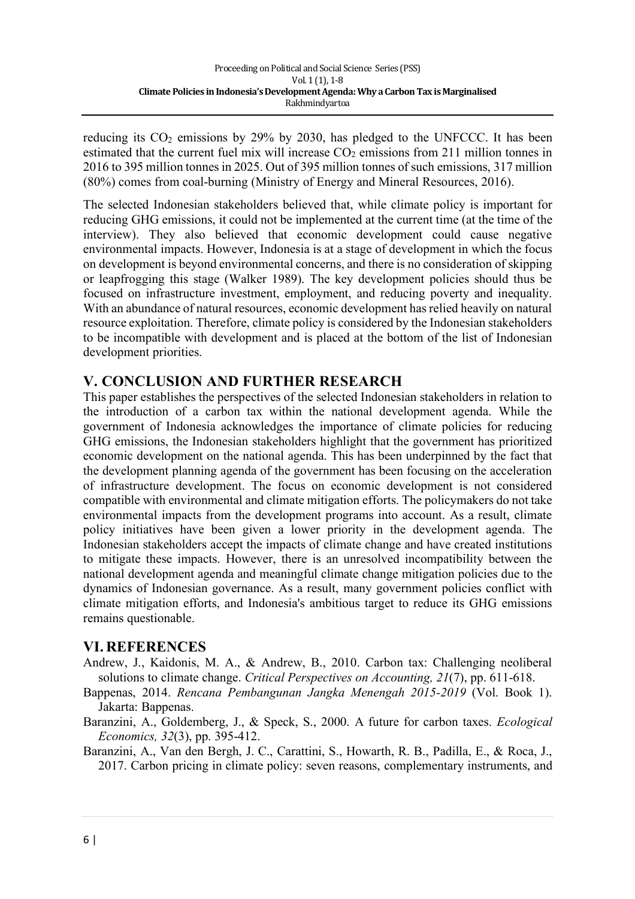reducing its $CO_2$ emissions by 29% by 2030, has pledged to the UNFCCC. It has been estimated that the current fuel mix will increase $CO_2$ emissions from 211 million tonnes in 2016 to 395 million tonnes in 2025. Out of 395 million tonnes of such emissions, 317 million (80%) comes from coal-burning (Ministry of Energy and Mineral Resources, 2016).

The selected Indonesian stakeholders believed that, while climate policy is important for reducing GHG emissions, it could not be implemented at the current time (at the time of the interview). They also believed that economic development could cause negative environmental impacts. However, Indonesia is at a stage of development in which the focus on development is beyond environmental concerns, and there is no consideration of skipping or leapfrogging this stage (Walker 1989). The key development policies should thus be focused on infrastructure investment, employment, and reducing poverty and inequality. With an abundance of natural resources, economic development has relied heavily on natural resource exploitation. Therefore, climate policy is considered by the Indonesian stakeholders to be incompatible with development and is placed at the bottom of the list of Indonesian development priorities.

## V. CONCLUSION AND FURTHER RESEARCH

This paper establishes the perspectives of the selected Indonesian stakeholders in relation to the introduction of a carbon tax within the national development agenda. While the government of Indonesia acknowledges the importance of climate policies for reducing GHG emissions, the Indonesian stakeholders highlight that the government has prioritized economic development on the national agenda. This has been underpinned by the fact that the development planning agenda of the government has been focusing on the acceleration of infrastructure development. The focus on economic development is not considered compatible with environmental and climate mitigation efforts. The policymakers do not take environmental impacts from the development programs into account. As a result, climate policy initiatives have been given a lower priority in the development agenda. The Indonesian stakeholders accept the impacts of climate change and have created institutions to mitigate these impacts. However, there is an unresolved incompatibility between the national development agenda and meaningful climate change mitigation policies due to the dynamics of Indonesian governance. As a result, many government policies conflict with climate mitigation efforts, and Indonesia's ambitious target to reduce its GHG emissions remains questionable.

## VI. REFERENCES

Andrew, J., Kaidonis, M. A., & Andrew, B., 2010. Carbon tax: Challenging neoliberal solutions to climate change. *Critical Perspectives on Accounting, 21*(7), pp. 611-618.

Bappenas, 2014. *Rencana Pembangunan Jangka Menengah 2015-2019* (Vol. Book 1). Jakarta: Bappenas.

Baranzini, A., Goldemberg, J., & Speck, S., 2000. A future for carbon taxes. *Ecological Economics, 32*(3), pp. 395-412.

Baranzini, A., Van den Bergh, J. C., Carattini, S., Howarth, R. B., Padilla, E., & Roca, J., 2017. Carbon pricing in climate policy: seven reasons, complementary instruments, and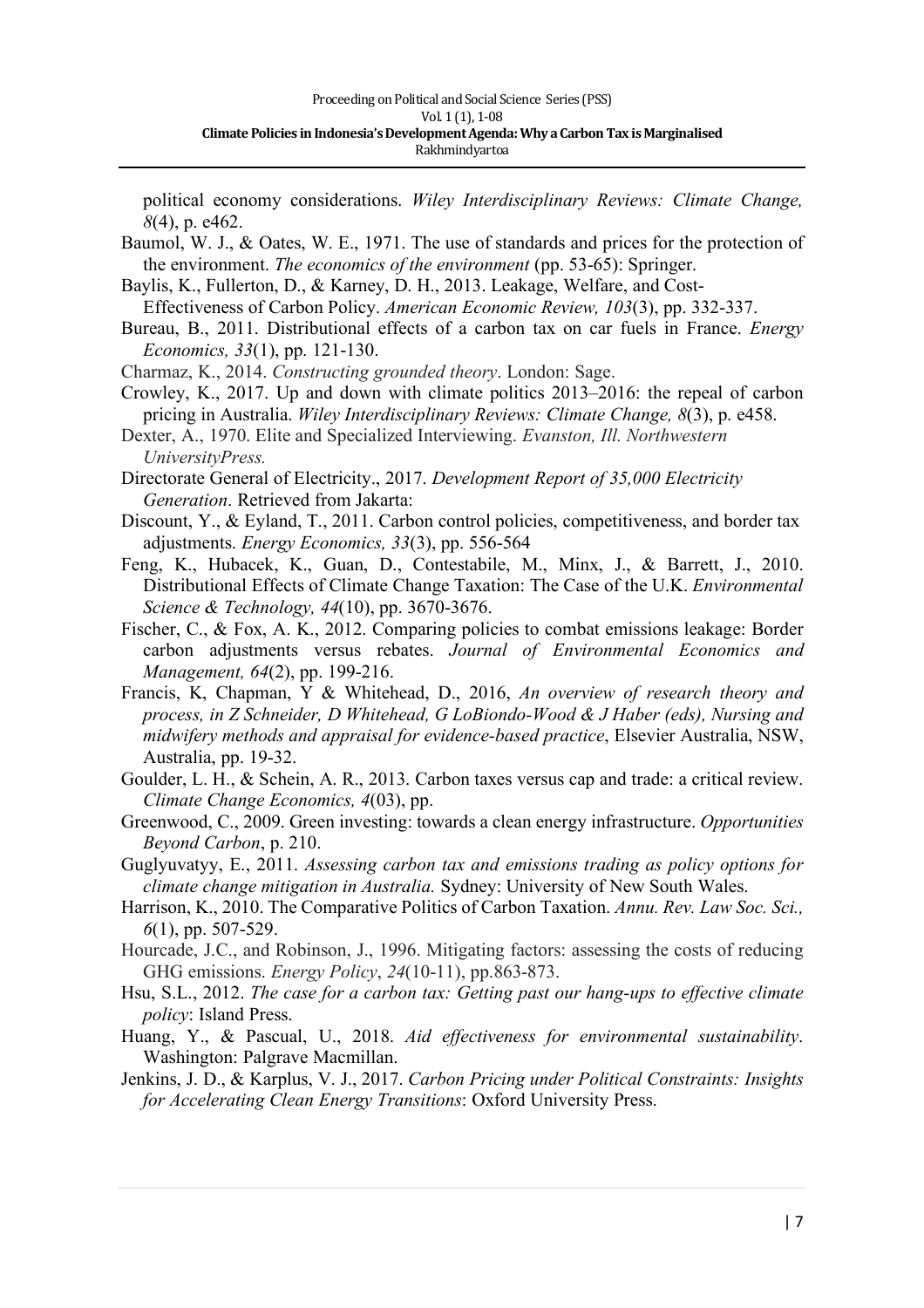political economy considerations. *Wiley Interdisciplinary Reviews: Climate Change, 8*(4), p. e462.

Baumol, W. J., & Oates, W. E., 1971. The use of standards and prices for the protection of the environment. *The economics of the environment* (pp. 53-65): Springer.

Baylis, K., Fullerton, D., & Karney, D. H., 2013. Leakage, Welfare, and Cost-Effectiveness of Carbon Policy. *American Economic Review, 103*(3), pp. 332-337.

Bureau, B., 2011. Distributional effects of a carbon tax on car fuels in France. *Energy Economics, 33*(1), pp. 121-130.

Charmaz, K., 2014. *Constructing grounded theory*. London: Sage.

Crowley, K., 2017. Up and down with climate politics 2013–2016: the repeal of carbon pricing in Australia. *Wiley Interdisciplinary Reviews: Climate Change, 8*(3), p. e458.

Dexter, A., 1970. Elite and Specialized Interviewing. *Evanston, Ill. Northwestern UniversityPress.*

Directorate General of Electricity., 2017. *Development Report of 35,000 Electricity Generation*. Retrieved from Jakarta:

Discount, Y., & Eyland, T., 2011. Carbon control policies, competitiveness, and border tax adjustments. *Energy Economics, 33*(3), pp. 556-564

Feng, K., Hubacek, K., Guan, D., Contestabile, M., Minx, J., & Barrett, J., 2010. Distributional Effects of Climate Change Taxation: The Case of the U.K. *Environmental Science & Technology, 44*(10), pp. 3670-3676.

Fischer, C., & Fox, A. K., 2012. Comparing policies to combat emissions leakage: Border carbon adjustments versus rebates. *Journal of Environmental Economics and Management, 64*(2), pp. 199-216.

Francis, K, Chapman, Y & Whitehead, D., 2016, *An overview of research theory and process, in Z Schneider, D Whitehead, G LoBiondo-Wood & J Haber (eds), Nursing and midwifery methods and appraisal for evidence-based practice*, Elsevier Australia, NSW, Australia, pp. 19-32.

Goulder, L. H., & Schein, A. R., 2013. Carbon taxes versus cap and trade: a critical review. *Climate Change Economics, 4*(03), pp.

Greenwood, C., 2009. Green investing: towards a clean energy infrastructure. *Opportunities Beyond Carbon*, p. 210.

Guglyuvatyy, E., 2011. *Assessing carbon tax and emissions trading as policy options for climate change mitigation in Australia.* Sydney: University of New South Wales.

Harrison, K., 2010. The Comparative Politics of Carbon Taxation. *Annu. Rev. Law Soc. Sci., 6*(1), pp. 507-529.

Hourcade, J.C., and Robinson, J., 1996. Mitigating factors: assessing the costs of reducing GHG emissions. *Energy Policy*, *24*(10-11), pp.863-873.

Hsu, S.L., 2012. *The case for a carbon tax: Getting past our hang-ups to effective climate policy*: Island Press.

Huang, Y., & Pascual, U., 2018. *Aid effectiveness for environmental sustainability*. Washington: Palgrave Macmillan.

Jenkins, J. D., & Karplus, V. J., 2017. *Carbon Pricing under Political Constraints: Insights for Accelerating Clean Energy Transitions*: Oxford University Press.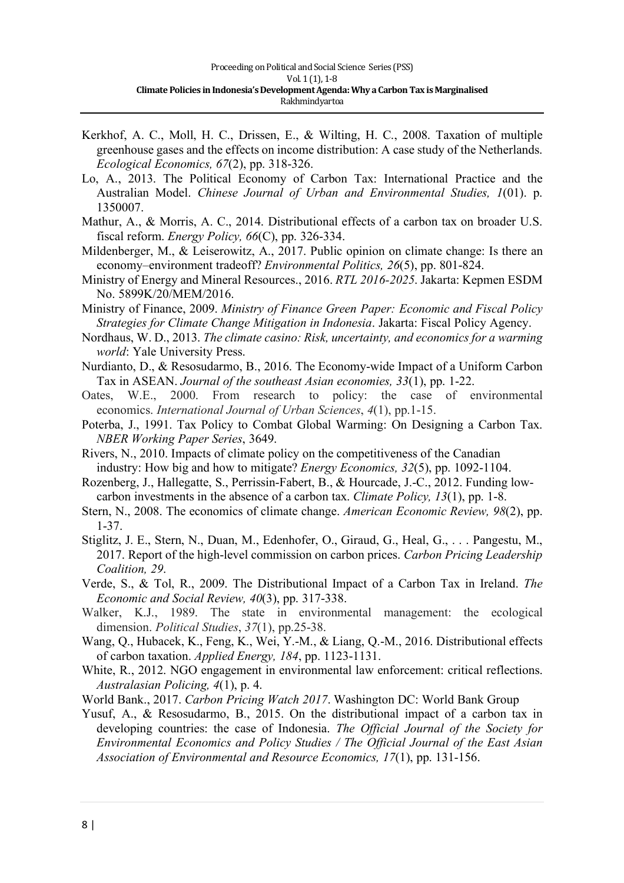Kerkhof, A. C., Moll, H. C., Drissen, E., & Wilting, H. C., 2008. Taxation of multiple greenhouse gases and the effects on income distribution: A case study of the Netherlands. *Ecological Economics, 67*(2), pp. 318-326.

Lo, A., 2013. The Political Economy of Carbon Tax: International Practice and the Australian Model. *Chinese Journal of Urban and Environmental Studies, 1*(01). p. 1350007.

Mathur, A., & Morris, A. C., 2014. Distributional effects of a carbon tax on broader U.S. fiscal reform. *Energy Policy, 66*(C), pp. 326-334.

Mildenberger, M., & Leiserowitz, A., 2017. Public opinion on climate change: Is there an economy–environment tradeoff? *Environmental Politics, 26*(5), pp. 801-824.

Ministry of Energy and Mineral Resources., 2016. *RTL 2016-2025*. Jakarta: Kepmen ESDM No. 5899K/20/MEM/2016.

Ministry of Finance, 2009. *Ministry of Finance Green Paper: Economic and Fiscal Policy Strategies for Climate Change Mitigation in Indonesia*. Jakarta: Fiscal Policy Agency.

Nordhaus, W. D., 2013. *The climate casino: Risk, uncertainty, and economics for a warming world*: Yale University Press.

Nurdianto, D., & Resosudarmo, B., 2016. The Economy-wide Impact of a Uniform Carbon Tax in ASEAN. *Journal of the southeast Asian economies, 33*(1), pp. 1-22.

Oates, W.E., 2000. From research to policy: the case of environmental economics. *International Journal of Urban Sciences*, *4*(1), pp.1-15.

Poterba, J., 1991. Tax Policy to Combat Global Warming: On Designing a Carbon Tax. *NBER Working Paper Series*, 3649.

Rivers, N., 2010. Impacts of climate policy on the competitiveness of the Canadian industry: How big and how to mitigate? *Energy Economics, 32*(5), pp. 1092-1104.

Rozenberg, J., Hallegatte, S., Perrissin-Fabert, B., & Hourcade, J.-C., 2012. Funding low-carbon investments in the absence of a carbon tax. *Climate Policy, 13*(1), pp. 1-8.

Stern, N., 2008. The economics of climate change. *American Economic Review, 98*(2), pp. 1-37.

Stiglitz, J. E., Stern, N., Duan, M., Edenhofer, O., Giraud, G., Heal, G., . . . Pangestu, M., 2017. Report of the high-level commission on carbon prices. *Carbon Pricing Leadership Coalition, 29*.

Verde, S., & Tol, R., 2009. The Distributional Impact of a Carbon Tax in Ireland. *The Economic and Social Review, 40*(3), pp. 317-338.

Walker, K.J., 1989. The state in environmental management: the ecological dimension. *Political Studies*, *37*(1), pp.25-38.

Wang, Q., Hubacek, K., Feng, K., Wei, Y.-M., & Liang, Q.-M., 2016. Distributional effects of carbon taxation. *Applied Energy, 184*, pp. 1123-1131.

White, R., 2012. NGO engagement in environmental law enforcement: critical reflections. *Australasian Policing, 4*(1), p. 4.

World Bank., 2017. *Carbon Pricing Watch 2017*. Washington DC: World Bank Group

Yusuf, A., & Resosudarmo, B., 2015. On the distributional impact of a carbon tax in developing countries: the case of Indonesia. *The Official Journal of the Society for Environmental Economics and Policy Studies / The Official Journal of the East Asian Association of Environmental and Resource Economics, 17*(1), pp. 131-156.